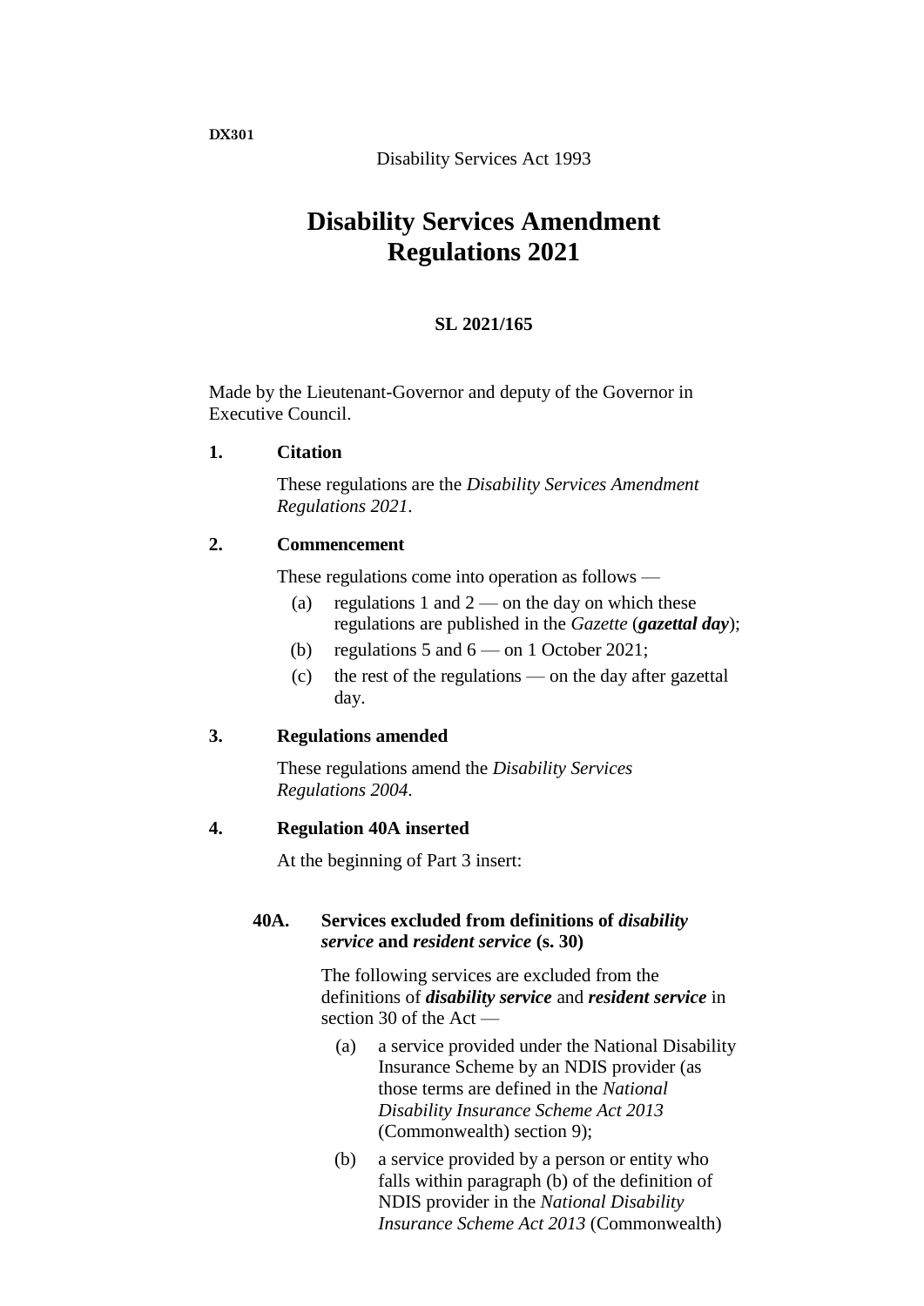DX301

Disability Services Act 1993

# Disability Services Amendment Regulations 2021

**SL 2021/165**

Made by the Lieutenant-Governor and deputy of the Governor in Executive Council.

**1. Citation**

These regulations are the *Disability Services Amendment Regulations 2021*.

**2. Commencement**

These regulations come into operation as follows —

(a) regulations 1 and 2 — on the day on which these regulations are published in the *Gazette* (***gazettal day***);

(b) regulations 5 and 6 — on 1 October 2021;

(c) the rest of the regulations — on the day after gazettal day.

**3. Regulations amended**

These regulations amend the *Disability Services Regulations 2004*.

**4. Regulation 40A inserted**

At the beginning of Part 3 insert:

**40A. Services excluded from definitions of *disability service* and *resident service* (s. 30)**

The following services are excluded from the definitions of ***disability service*** and ***resident service*** in section 30 of the Act —

(a) a service provided under the National Disability Insurance Scheme by an NDIS provider (as those terms are defined in the *National Disability Insurance Scheme Act 2013* (Commonwealth) section 9);

(b) a service provided by a person or entity who falls within paragraph (b) of the definition of NDIS provider in the *National Disability Insurance Scheme Act 2013* (Commonwealth)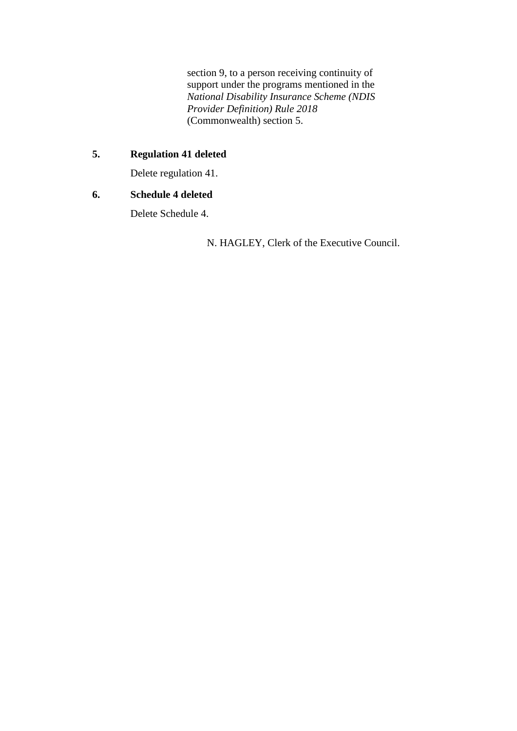section 9, to a person receiving continuity of support under the programs mentioned in the *National Disability Insurance Scheme (NDIS Provider Definition) Rule 2018* (Commonwealth) section 5.

**5. Regulation 41 deleted**

Delete regulation 41.

**6. Schedule 4 deleted**

Delete Schedule 4.

N. HAGLEY, Clerk of the Executive Council.